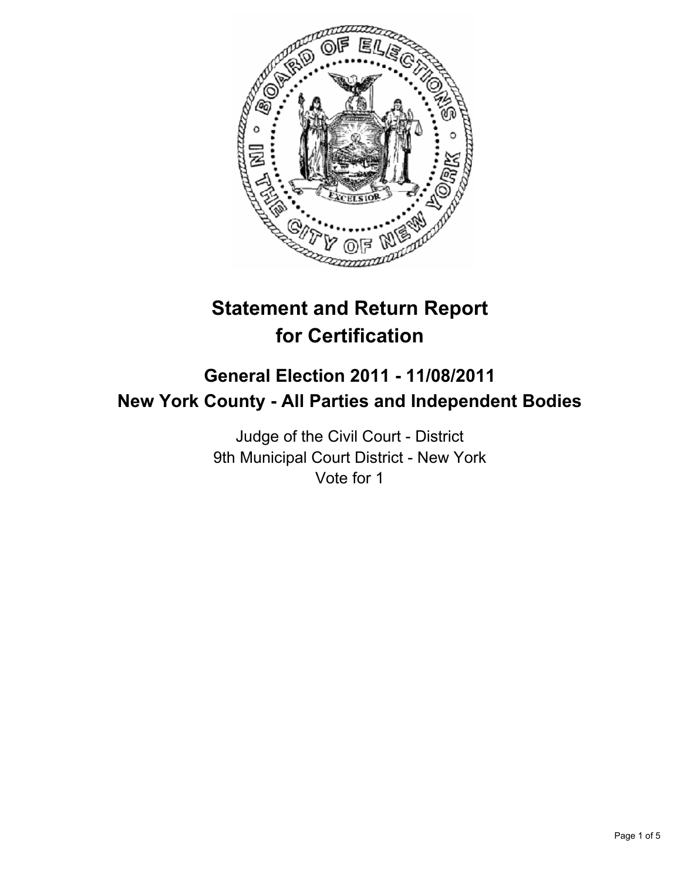# Statement and Return Report for Certification

## General Election 2011 - 11/08/2011
## New York County - All Parties and Independent Bodies

Judge of the Civil Court - District
9th Municipal Court District - New York
Vote for 1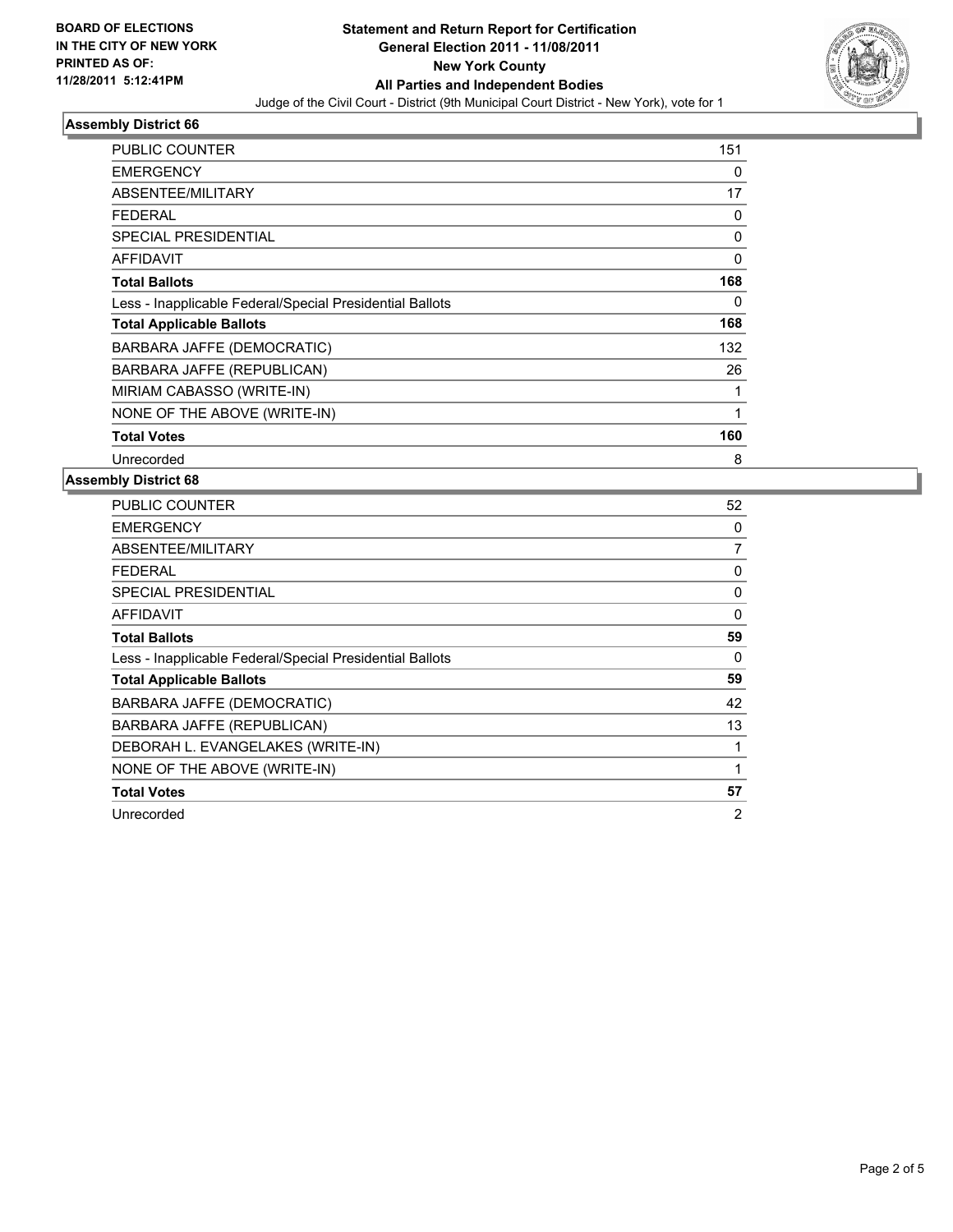**BOARD OF ELECTIONS IN THE CITY OF NEW YORK PRINTED AS OF: 11/28/2011 5:12:41PM**

# Statement and Return Report for Certification
## General Election 2011 - 11/08/2011
## New York County
## All Parties and Independent Bodies
Judge of the Civil Court - District (9th Municipal Court District - New York), vote for 1

### Assembly District 66

| | |
|---|---|
| PUBLIC COUNTER | 151 |
| EMERGENCY | 0 |
| ABSENTEE/MILITARY | 17 |
| FEDERAL | 0 |
| SPECIAL PRESIDENTIAL | 0 |
| AFFIDAVIT | 0 |
| **Total Ballots** | **168** |
| Less - Inapplicable Federal/Special Presidential Ballots | 0 |
| **Total Applicable Ballots** | **168** |
| BARBARA JAFFE (DEMOCRATIC) | 132 |
| BARBARA JAFFE (REPUBLICAN) | 26 |
| MIRIAM CABASSO (WRITE-IN) | 1 |
| NONE OF THE ABOVE (WRITE-IN) | 1 |
| **Total Votes** | **160** |
| Unrecorded | 8 |

### Assembly District 68

| | |
|---|---|
| PUBLIC COUNTER | 52 |
| EMERGENCY | 0 |
| ABSENTEE/MILITARY | 7 |
| FEDERAL | 0 |
| SPECIAL PRESIDENTIAL | 0 |
| AFFIDAVIT | 0 |
| **Total Ballots** | **59** |
| Less - Inapplicable Federal/Special Presidential Ballots | 0 |
| **Total Applicable Ballots** | **59** |
| BARBARA JAFFE (DEMOCRATIC) | 42 |
| BARBARA JAFFE (REPUBLICAN) | 13 |
| DEBORAH L. EVANGELAKES (WRITE-IN) | 1 |
| NONE OF THE ABOVE (WRITE-IN) | 1 |
| **Total Votes** | **57** |
| Unrecorded | 2 |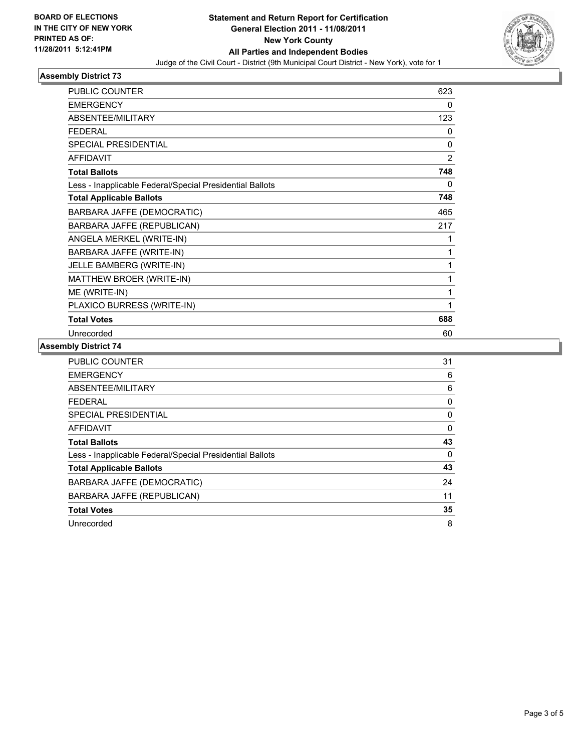**BOARD OF ELECTIONS IN THE CITY OF NEW YORK**
**PRINTED AS OF: 11/28/2011 5:12:41PM**

# Statement and Return Report for Certification
## General Election 2011 - 11/08/2011
## New York County
## All Parties and Independent Bodies

Judge of the Civil Court - District (9th Municipal Court District - New York), vote for 1

### Assembly District 73

| | |
|---|---|
| PUBLIC COUNTER | 623 |
| EMERGENCY | 0 |
| ABSENTEE/MILITARY | 123 |
| FEDERAL | 0 |
| SPECIAL PRESIDENTIAL | 0 |
| AFFIDAVIT | 2 |
| **Total Ballots** | **748** |
| Less - Inapplicable Federal/Special Presidential Ballots | 0 |
| **Total Applicable Ballots** | **748** |
| BARBARA JAFFE (DEMOCRATIC) | 465 |
| BARBARA JAFFE (REPUBLICAN) | 217 |
| ANGELA MERKEL (WRITE-IN) | 1 |
| BARBARA JAFFE (WRITE-IN) | 1 |
| JELLE BAMBERG (WRITE-IN) | 1 |
| MATTHEW BROER (WRITE-IN) | 1 |
| ME (WRITE-IN) | 1 |
| PLAXICO BURRESS (WRITE-IN) | 1 |
| **Total Votes** | **688** |
| Unrecorded | 60 |

### Assembly District 74

| | |
|---|---|
| PUBLIC COUNTER | 31 |
| EMERGENCY | 6 |
| ABSENTEE/MILITARY | 6 |
| FEDERAL | 0 |
| SPECIAL PRESIDENTIAL | 0 |
| AFFIDAVIT | 0 |
| **Total Ballots** | **43** |
| Less - Inapplicable Federal/Special Presidential Ballots | 0 |
| **Total Applicable Ballots** | **43** |
| BARBARA JAFFE (DEMOCRATIC) | 24 |
| BARBARA JAFFE (REPUBLICAN) | 11 |
| **Total Votes** | **35** |
| Unrecorded | 8 |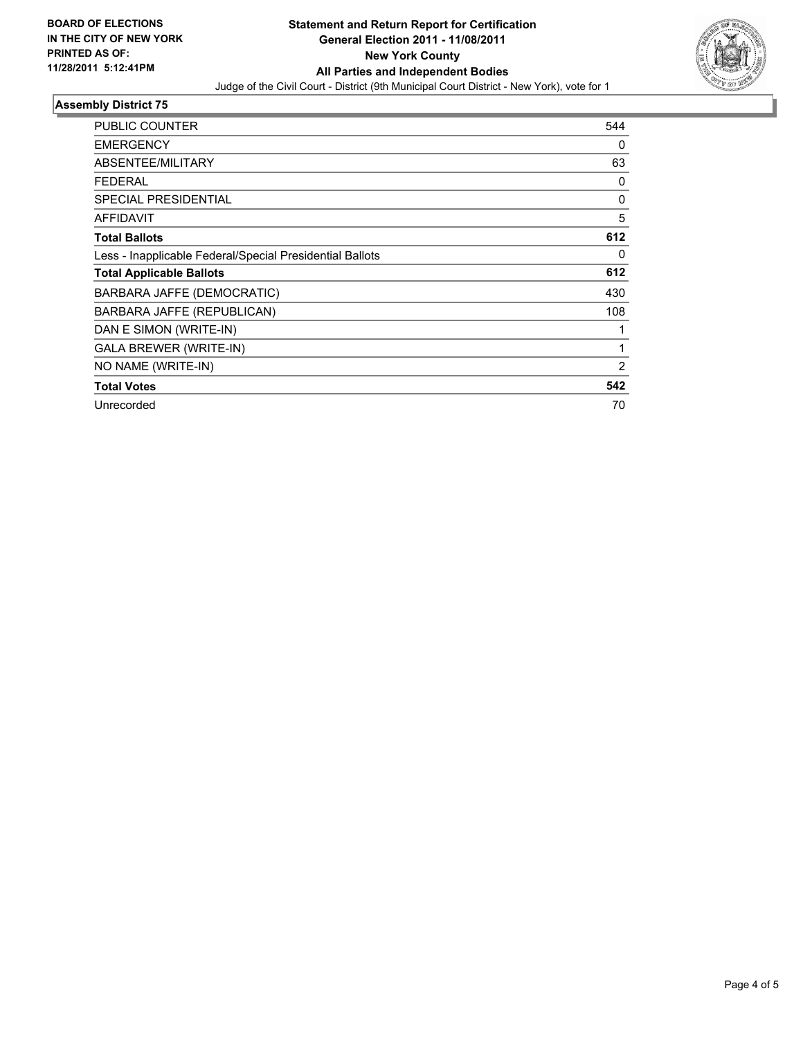**BOARD OF ELECTIONS IN THE CITY OF NEW YORK PRINTED AS OF: 11/28/2011 5:12:41PM**

# Statement and Return Report for Certification
## General Election 2011 - 11/08/2011
## New York County
## All Parties and Independent Bodies

Judge of the Civil Court - District (9th Municipal Court District - New York), vote for 1

### Assembly District 75

| | |
|---|---|
| PUBLIC COUNTER | 544 |
| EMERGENCY | 0 |
| ABSENTEE/MILITARY | 63 |
| FEDERAL | 0 |
| SPECIAL PRESIDENTIAL | 0 |
| AFFIDAVIT | 5 |
| **Total Ballots** | **612** |
| Less - Inapplicable Federal/Special Presidential Ballots | 0 |
| **Total Applicable Ballots** | **612** |
| BARBARA JAFFE (DEMOCRATIC) | 430 |
| BARBARA JAFFE (REPUBLICAN) | 108 |
| DAN E SIMON (WRITE-IN) | 1 |
| GALA BREWER (WRITE-IN) | 1 |
| NO NAME (WRITE-IN) | 2 |
| **Total Votes** | **542** |
| Unrecorded | 70 |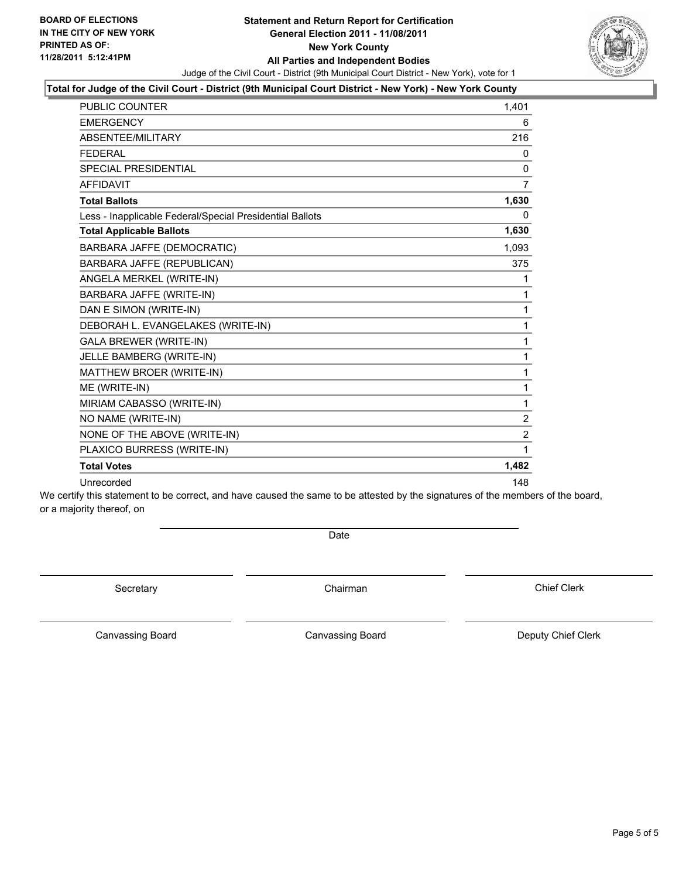**BOARD OF ELECTIONS IN THE CITY OF NEW YORK PRINTED AS OF: 11/28/2011 5:12:41PM**

# Statement and Return Report for Certification
## General Election 2011 - 11/08/2011
## New York County
## All Parties and Independent Bodies

Judge of the Civil Court - District (9th Municipal Court District - New York), vote for 1

**Total for Judge of the Civil Court - District (9th Municipal Court District - New York) - New York County**

| | |
|---|---|
| PUBLIC COUNTER | 1,401 |
| EMERGENCY | 6 |
| ABSENTEE/MILITARY | 216 |
| FEDERAL | 0 |
| SPECIAL PRESIDENTIAL | 0 |
| AFFIDAVIT | 7 |
| **Total Ballots** | **1,630** |
| Less - Inapplicable Federal/Special Presidential Ballots | 0 |
| **Total Applicable Ballots** | **1,630** |
| BARBARA JAFFE (DEMOCRATIC) | 1,093 |
| BARBARA JAFFE (REPUBLICAN) | 375 |
| ANGELA MERKEL (WRITE-IN) | 1 |
| BARBARA JAFFE (WRITE-IN) | 1 |
| DAN E SIMON (WRITE-IN) | 1 |
| DEBORAH L. EVANGELAKES (WRITE-IN) | 1 |
| GALA BREWER (WRITE-IN) | 1 |
| JELLE BAMBERG (WRITE-IN) | 1 |
| MATTHEW BROER (WRITE-IN) | 1 |
| ME (WRITE-IN) | 1 |
| MIRIAM CABASSO (WRITE-IN) | 1 |
| NO NAME (WRITE-IN) | 2 |
| NONE OF THE ABOVE (WRITE-IN) | 2 |
| PLAXICO BURRESS (WRITE-IN) | 1 |
| **Total Votes** | **1,482** |
| Unrecorded | 148 |

We certify this statement to be correct, and have caused the same to be attested by the signatures of the members of the board, or a majority thereof, on

Date

Secretary | Chairman | Chief Clerk

Canvassing Board | Canvassing Board | Deputy Chief Clerk